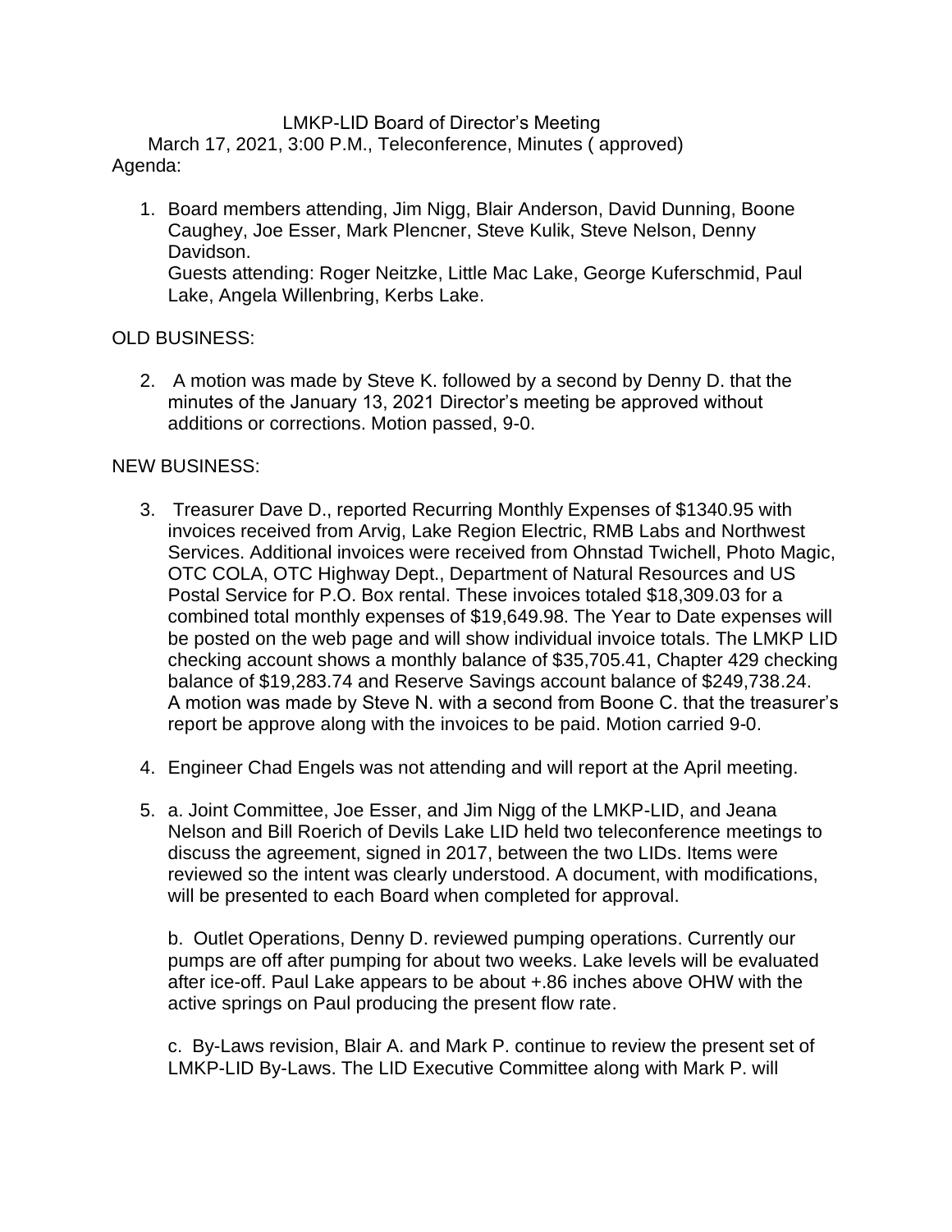LMKP-LID Board of Director's Meeting

March 17, 2021, 3:00 P.M., Teleconference, Minutes ( approved)

Agenda:

1. Board members attending, Jim Nigg, Blair Anderson, David Dunning, Boone Caughey, Joe Esser, Mark Plencner, Steve Kulik, Steve Nelson, Denny Davidson.
   Guests attending: Roger Neitzke, Little Mac Lake, George Kuferschmid, Paul Lake, Angela Willenbring, Kerbs Lake.

OLD BUSINESS:

2. A motion was made by Steve K. followed by a second by Denny D. that the minutes of the January 13, 2021 Director's meeting be approved without additions or corrections. Motion passed, 9-0.

NEW BUSINESS:

3. Treasurer Dave D., reported Recurring Monthly Expenses of $1340.95 with invoices received from Arvig, Lake Region Electric, RMB Labs and Northwest Services. Additional invoices were received from Ohnstad Twichell, Photo Magic, OTC COLA, OTC Highway Dept., Department of Natural Resources and US Postal Service for P.O. Box rental. These invoices totaled $18,309.03 for a combined total monthly expenses of $19,649.98. The Year to Date expenses will be posted on the web page and will show individual invoice totals. The LMKP LID checking account shows a monthly balance of $35,705.41, Chapter 429 checking balance of $19,283.74 and Reserve Savings account balance of $249,738.24. A motion was made by Steve N. with a second from Boone C. that the treasurer's report be approve along with the invoices to be paid. Motion carried 9-0.

4. Engineer Chad Engels was not attending and will report at the April meeting.

5. a. Joint Committee, Joe Esser, and Jim Nigg of the LMKP-LID, and Jeana Nelson and Bill Roerich of Devils Lake LID held two teleconference meetings to discuss the agreement, signed in 2017, between the two LIDs. Items were reviewed so the intent was clearly understood. A document, with modifications, will be presented to each Board when completed for approval.

   b. Outlet Operations, Denny D. reviewed pumping operations. Currently our pumps are off after pumping for about two weeks. Lake levels will be evaluated after ice-off. Paul Lake appears to be about +.86 inches above OHW with the active springs on Paul producing the present flow rate.

   c. By-Laws revision, Blair A. and Mark P. continue to review the present set of LMKP-LID By-Laws. The LID Executive Committee along with Mark P. will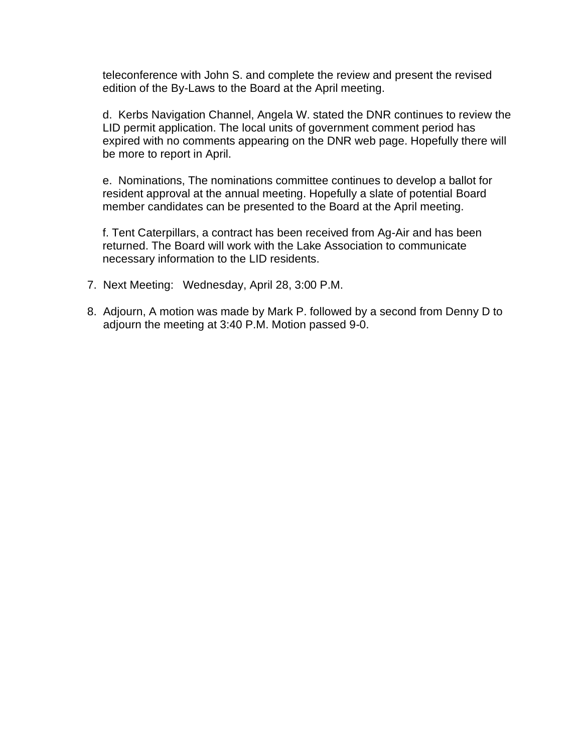teleconference with John S. and complete the review and present the revised edition of the By-Laws to the Board at the April meeting.

d. Kerbs Navigation Channel, Angela W. stated the DNR continues to review the LID permit application. The local units of government comment period has expired with no comments appearing on the DNR web page. Hopefully there will be more to report in April.

e. Nominations, The nominations committee continues to develop a ballot for resident approval at the annual meeting. Hopefully a slate of potential Board member candidates can be presented to the Board at the April meeting.

f. Tent Caterpillars, a contract has been received from Ag-Air and has been returned. The Board will work with the Lake Association to communicate necessary information to the LID residents.

7. Next Meeting: Wednesday, April 28, 3:00 P.M.

8. Adjourn, A motion was made by Mark P. followed by a second from Denny D to adjourn the meeting at 3:40 P.M. Motion passed 9-0.